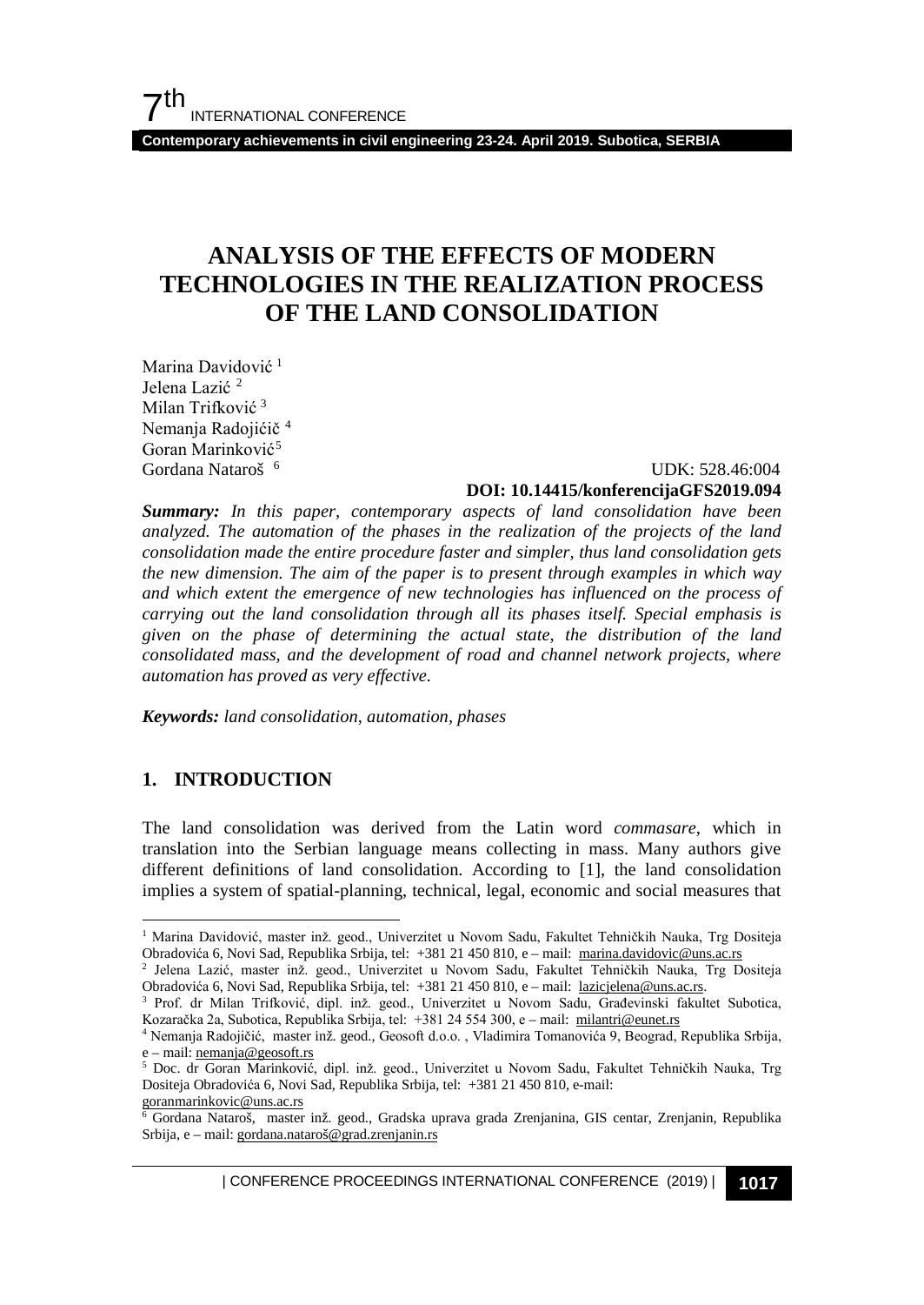# ANALYSIS OF THE EFFECTS OF MODERN TECHNOLOGIES IN THE REALIZATION PROCESS OF THE LAND CONSOLIDATION

Marina Davidović [1]
Jelena Lazić [2]
Milan Trifković [3]
Nemanja Radojićič [4]
Goran Marinković [5]
Gordana Nataroš [6]

UDK: 528.46:004
**DOI: 10.14415/konferencijaGFS2019.094**

***Summary:*** *In this paper, contemporary aspects of land consolidation have been analyzed. The automation of the phases in the realization of the projects of the land consolidation made the entire procedure faster and simpler, thus land consolidation gets the new dimension. The aim of the paper is to present through examples in which way and which extent the emergence of new technologies has influenced on the process of carrying out the land consolidation through all its phases itself. Special emphasis is given on the phase of determining the actual state, the distribution of the land consolidated mass, and the development of road and channel network projects, where automation has proved as very effective.*

***Keywords:*** *land consolidation, automation, phases*

## 1. INTRODUCTION

The land consolidation was derived from the Latin word *commasare*, which in translation into the Serbian language means collecting in mass. Many authors give different definitions of land consolidation. According to [1], the land consolidation implies a system of spatial-planning, technical, legal, economic and social measures that

---

[1] Marina Davidović, master inž. geod., Univerzitet u Novom Sadu, Fakultet Tehničkih Nauka, Trg Dositeja Obradovića 6, Novi Sad, Republika Srbija, tel: +381 21 450 810, e – mail: marina.davidovic@uns.ac.rs

[2] Jelena Lazić, master inž. geod., Univerzitet u Novom Sadu, Fakultet Tehničkih Nauka, Trg Dositeja Obradovića 6, Novi Sad, Republika Srbija, tel: +381 21 450 810, e – mail: lazicjelena@uns.ac.rs.

[3] Prof. dr Milan Trifković, dipl. inž. geod., Univerzitet u Novom Sadu, Građevinski fakultet Subotica, Kozaračka 2a, Subotica, Republika Srbija, tel: +381 24 554 300, e – mail: milantri@eunet.rs

[4] Nemanja Radojičić, master inž. geod., Geosoft d.o.o. , Vladimira Tomanovića 9, Beograd, Republika Srbija, e – mail: nemanja@geosoft.rs

[5] Doc. dr Goran Marinković, dipl. inž. geod., Univerzitet u Novom Sadu, Fakultet Tehničkih Nauka, Trg Dositeja Obradovića 6, Novi Sad, Republika Srbija, tel: +381 21 450 810, e-mail: goranmarinkovic@uns.ac.rs

[6] Gordana Nataroš, master inž. geod., Gradska uprava grada Zrenjanina, GIS centar, Zrenjanin, Republika Srbija, e – mail: gordana.nataroš@grad.zrenjanin.rs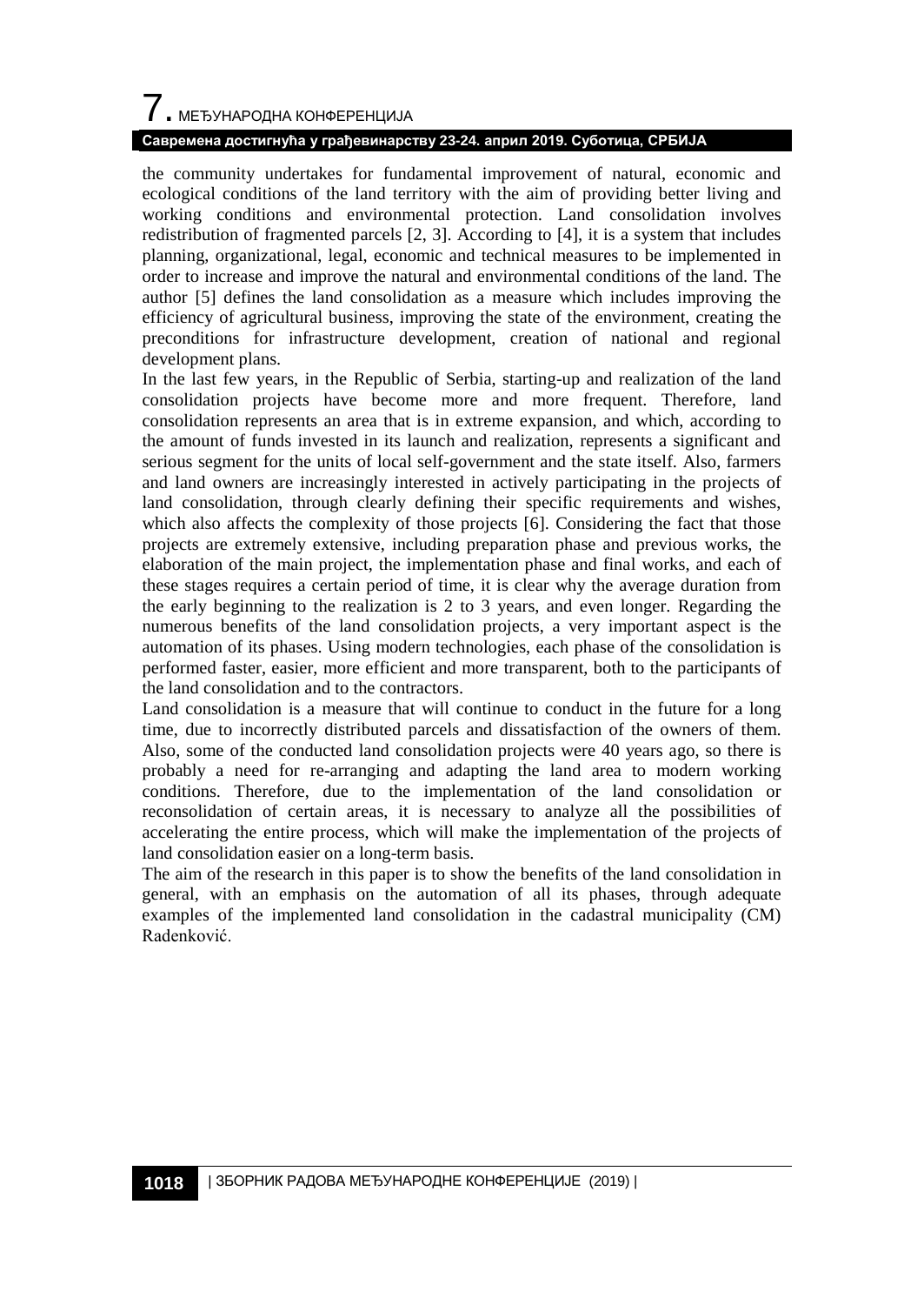the community undertakes for fundamental improvement of natural, economic and ecological conditions of the land territory with the aim of providing better living and working conditions and environmental protection. Land consolidation involves redistribution of fragmented parcels [2, 3]. According to [4], it is a system that includes planning, organizational, legal, economic and technical measures to be implemented in order to increase and improve the natural and environmental conditions of the land. The author [5] defines the land consolidation as a measure which includes improving the efficiency of agricultural business, improving the state of the environment, creating the preconditions for infrastructure development, creation of national and regional development plans.

In the last few years, in the Republic of Serbia, starting-up and realization of the land consolidation projects have become more and more frequent. Therefore, land consolidation represents an area that is in extreme expansion, and which, according to the amount of funds invested in its launch and realization, represents a significant and serious segment for the units of local self-government and the state itself. Also, farmers and land owners are increasingly interested in actively participating in the projects of land consolidation, through clearly defining their specific requirements and wishes, which also affects the complexity of those projects [6]. Considering the fact that those projects are extremely extensive, including preparation phase and previous works, the elaboration of the main project, the implementation phase and final works, and each of these stages requires a certain period of time, it is clear why the average duration from the early beginning to the realization is 2 to 3 years, and even longer. Regarding the numerous benefits of the land consolidation projects, a very important aspect is the automation of its phases. Using modern technologies, each phase of the consolidation is performed faster, easier, more efficient and more transparent, both to the participants of the land consolidation and to the contractors.

Land consolidation is a measure that will continue to conduct in the future for a long time, due to incorrectly distributed parcels and dissatisfaction of the owners of them. Also, some of the conducted land consolidation projects were 40 years ago, so there is probably a need for re-arranging and adapting the land area to modern working conditions. Therefore, due to the implementation of the land consolidation or reconsolidation of certain areas, it is necessary to analyze all the possibilities of accelerating the entire process, which will make the implementation of the projects of land consolidation easier on a long-term basis.

The aim of the research in this paper is to show the benefits of the land consolidation in general, with an emphasis on the automation of all its phases, through adequate examples of the implemented land consolidation in the cadastral municipality (CM) Radenković.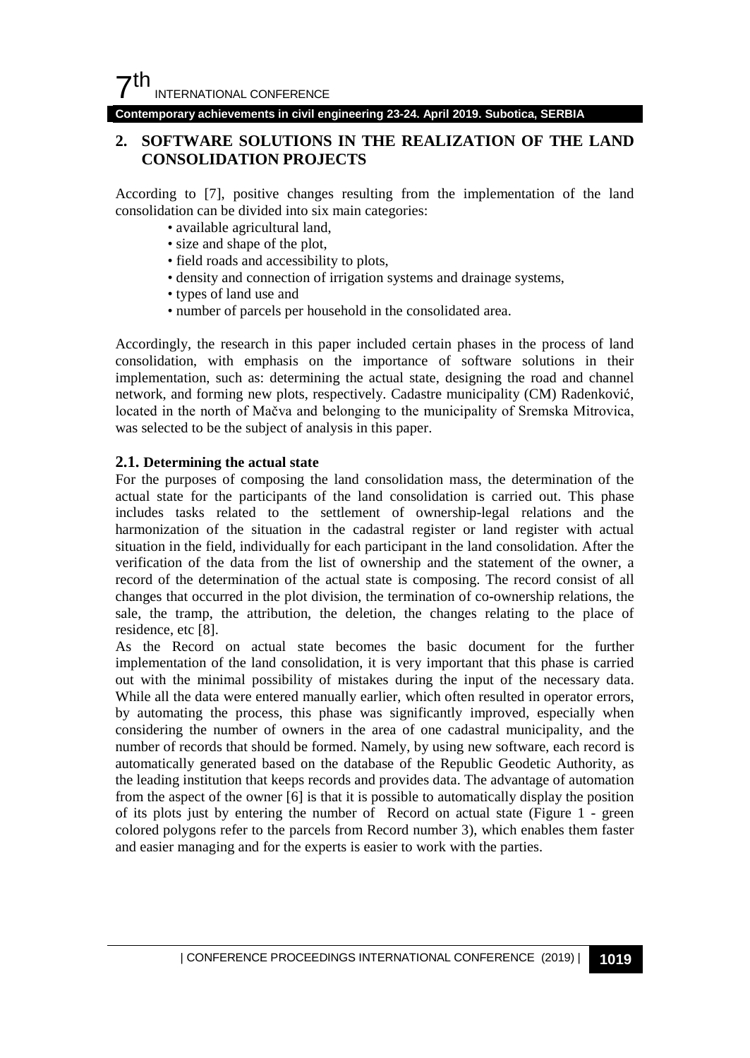## 2. SOFTWARE SOLUTIONS IN THE REALIZATION OF THE LAND CONSOLIDATION PROJECTS

According to [7], positive changes resulting from the implementation of the land consolidation can be divided into six main categories:

- available agricultural land,
- size and shape of the plot,
- field roads and accessibility to plots,
- density and connection of irrigation systems and drainage systems,
- types of land use and
- number of parcels per household in the consolidated area.

Accordingly, the research in this paper included certain phases in the process of land consolidation, with emphasis on the importance of software solutions in their implementation, such as: determining the actual state, designing the road and channel network, and forming new plots, respectively. Cadastre municipality (CM) Radenković, located in the north of Mačva and belonging to the municipality of Sremska Mitrovica, was selected to be the subject of analysis in this paper.

### 2.1. Determining the actual state

For the purposes of composing the land consolidation mass, the determination of the actual state for the participants of the land consolidation is carried out. This phase includes tasks related to the settlement of ownership-legal relations and the harmonization of the situation in the cadastral register or land register with actual situation in the field, individually for each participant in the land consolidation. After the verification of the data from the list of ownership and the statement of the owner, a record of the determination of the actual state is composing. The record consist of all changes that occurred in the plot division, the termination of co-ownership relations, the sale, the tramp, the attribution, the deletion, the changes relating to the place of residence, etc [8].

As the Record on actual state becomes the basic document for the further implementation of the land consolidation, it is very important that this phase is carried out with the minimal possibility of mistakes during the input of the necessary data. While all the data were entered manually earlier, which often resulted in operator errors, by automating the process, this phase was significantly improved, especially when considering the number of owners in the area of one cadastral municipality, and the number of records that should be formed. Namely, by using new software, each record is automatically generated based on the database of the Republic Geodetic Authority, as the leading institution that keeps records and provides data. The advantage of automation from the aspect of the owner [6] is that it is possible to automatically display the position of its plots just by entering the number of Record on actual state (Figure 1 - green colored polygons refer to the parcels from Record number 3), which enables them faster and easier managing and for the experts is easier to work with the parties.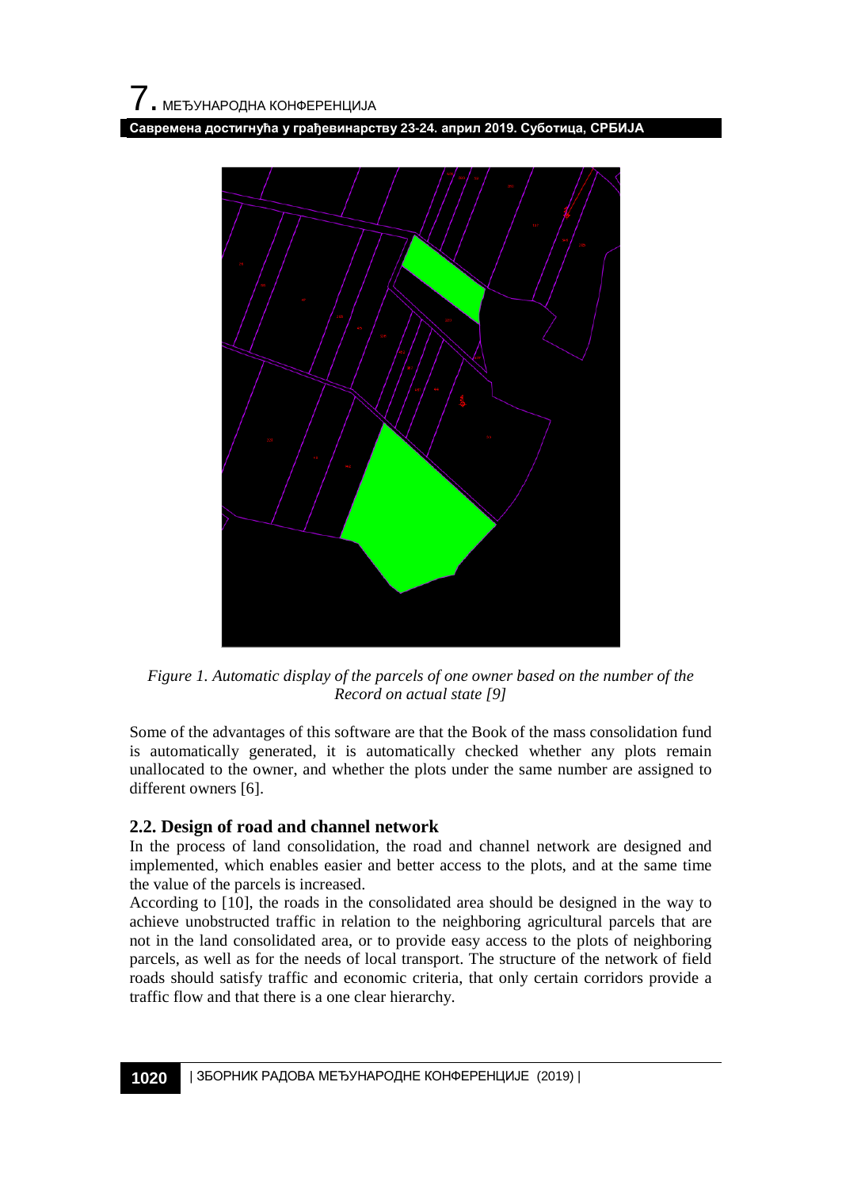*Figure 1. Automatic display of the parcels of one owner based on the number of the Record on actual state [9]*

Some of the advantages of this software are that the Book of the mass consolidation fund is automatically generated, it is automatically checked whether any plots remain unallocated to the owner, and whether the plots under the same number are assigned to different owners [6].

## 2.2. Design of road and channel network

In the process of land consolidation, the road and channel network are designed and implemented, which enables easier and better access to the plots, and at the same time the value of the parcels is increased.

According to [10], the roads in the consolidated area should be designed in the way to achieve unobstructed traffic in relation to the neighboring agricultural parcels that are not in the land consolidated area, or to provide easy access to the plots of neighboring parcels, as well as for the needs of local transport. The structure of the network of field roads should satisfy traffic and economic criteria, that only certain corridors provide a traffic flow and that there is a one clear hierarchy.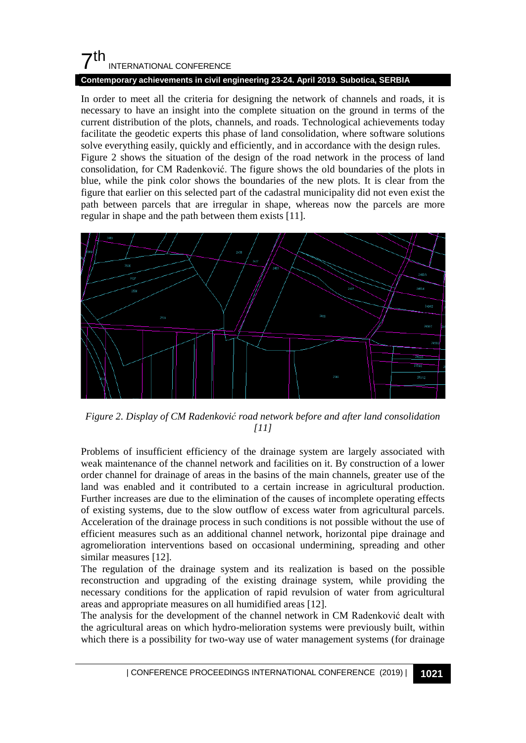In order to meet all the criteria for designing the network of channels and roads, it is necessary to have an insight into the complete situation on the ground in terms of the current distribution of the plots, channels, and roads. Technological achievements today facilitate the geodetic experts this phase of land consolidation, where software solutions solve everything easily, quickly and efficiently, and in accordance with the design rules.
Figure 2 shows the situation of the design of the road network in the process of land consolidation, for CM Radenković. The figure shows the old boundaries of the plots in blue, while the pink color shows the boundaries of the new plots. It is clear from the figure that earlier on this selected part of the cadastral municipality did not even exist the path between parcels that are irregular in shape, whereas now the parcels are more regular in shape and the path between them exists [11].

*Figure 2. Display of CM Radenković road network before and after land consolidation [11]*

Problems of insufficient efficiency of the drainage system are largely associated with weak maintenance of the channel network and facilities on it. By construction of a lower order channel for drainage of areas in the basins of the main channels, greater use of the land was enabled and it contributed to a certain increase in agricultural production. Further increases are due to the elimination of the causes of incomplete operating effects of existing systems, due to the slow outflow of excess water from agricultural parcels. Acceleration of the drainage process in such conditions is not possible without the use of efficient measures such as an additional channel network, horizontal pipe drainage and agromelioration interventions based on occasional undermining, spreading and other similar measures [12].
The regulation of the drainage system and its realization is based on the possible reconstruction and upgrading of the existing drainage system, while providing the necessary conditions for the application of rapid revulsion of water from agricultural areas and appropriate measures on all humidified areas [12].
The analysis for the development of the channel network in CM Radenković dealt with the agricultural areas on which hydro-melioration systems were previously built, within which there is a possibility for two-way use of water management systems (for drainage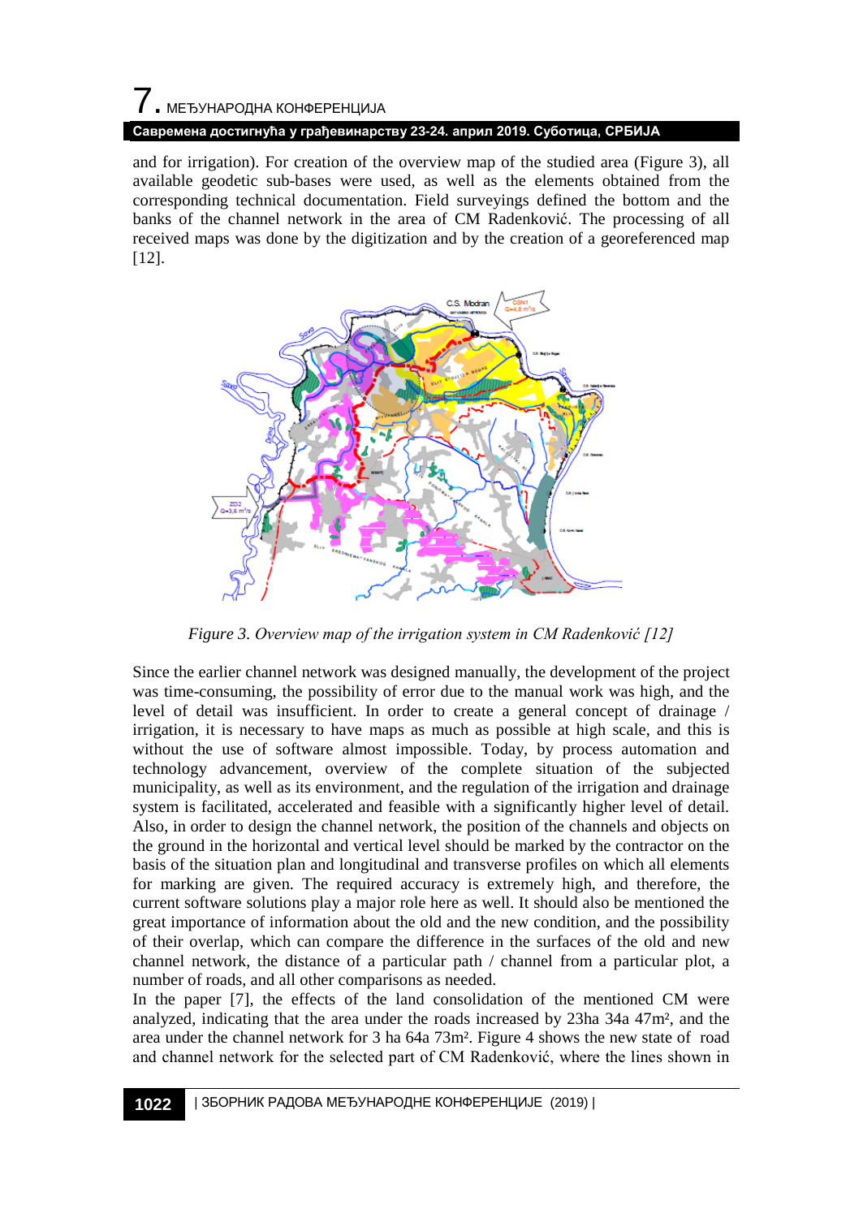and for irrigation). For creation of the overview map of the studied area (Figure 3), all available geodetic sub-bases were used, as well as the elements obtained from the corresponding technical documentation. Field surveyings defined the bottom and the banks of the channel network in the area of CM Radenković. The processing of all received maps was done by the digitization and by the creation of a georeferenced map [12].

*Figure 3. Overview map of the irrigation system in CM Radenković [12]*

Since the earlier channel network was designed manually, the development of the project was time-consuming, the possibility of error due to the manual work was high, and the level of detail was insufficient. In order to create a general concept of drainage / irrigation, it is necessary to have maps as much as possible at high scale, and this is without the use of software almost impossible. Today, by process automation and technology advancement, overview of the complete situation of the subjected municipality, as well as its environment, and the regulation of the irrigation and drainage system is facilitated, accelerated and feasible with a significantly higher level of detail. Also, in order to design the channel network, the position of the channels and objects on the ground in the horizontal and vertical level should be marked by the contractor on the basis of the situation plan and longitudinal and transverse profiles on which all elements for marking are given. The required accuracy is extremely high, and therefore, the current software solutions play a major role here as well. It should also be mentioned the great importance of information about the old and the new condition, and the possibility of their overlap, which can compare the difference in the surfaces of the old and new channel network, the distance of a particular path / channel from a particular plot, a number of roads, and all other comparisons as needed.

In the paper [7], the effects of the land consolidation of the mentioned CM were analyzed, indicating that the area under the roads increased by 23ha 34a 47m², and the area under the channel network for 3 ha 64a 73m². Figure 4 shows the new state of road and channel network for the selected part of CM Radenković, where the lines shown in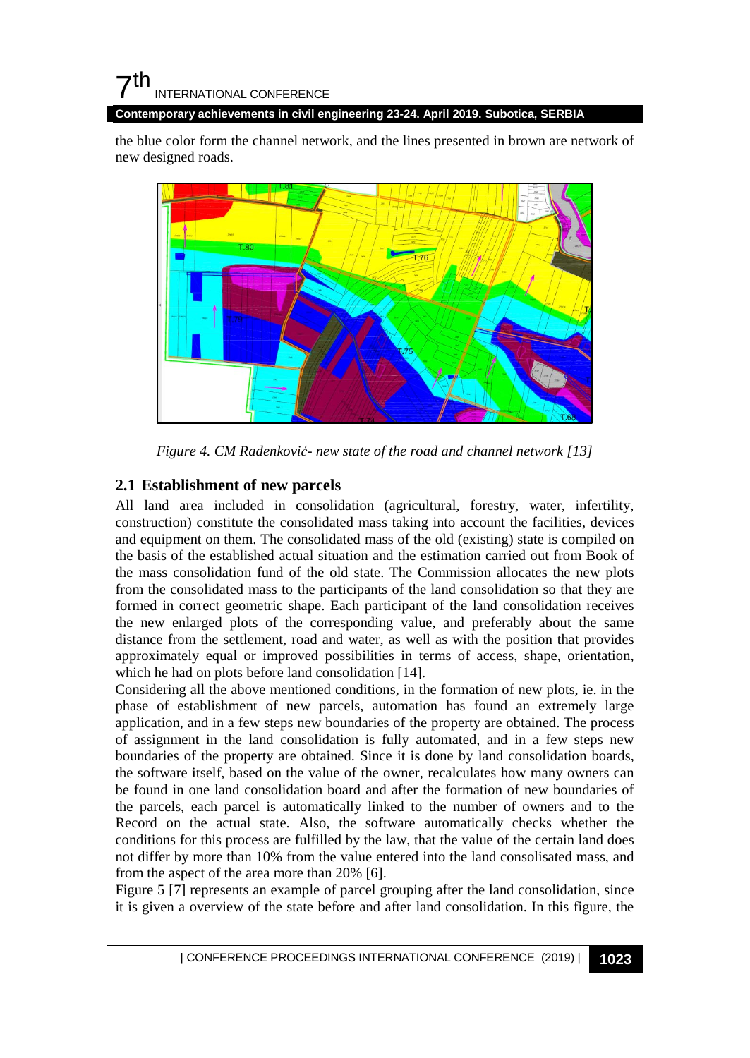the blue color form the channel network, and the lines presented in brown are network of new designed roads.

*Figure 4. CM Radenković- new state of the road and channel network [13]*

## 2.1 Establishment of new parcels

All land area included in consolidation (agricultural, forestry, water, infertility, construction) constitute the consolidated mass taking into account the facilities, devices and equipment on them. The consolidated mass of the old (existing) state is compiled on the basis of the established actual situation and the estimation carried out from Book of the mass consolidation fund of the old state. The Commission allocates the new plots from the consolidated mass to the participants of the land consolidation so that they are formed in correct geometric shape. Each participant of the land consolidation receives the new enlarged plots of the corresponding value, and preferably about the same distance from the settlement, road and water, as well as with the position that provides approximately equal or improved possibilities in terms of access, shape, orientation, which he had on plots before land consolidation [14].

Considering all the above mentioned conditions, in the formation of new plots, ie. in the phase of establishment of new parcels, automation has found an extremely large application, and in a few steps new boundaries of the property are obtained. The process of assignment in the land consolidation is fully automated, and in a few steps new boundaries of the property are obtained. Since it is done by land consolidation boards, the software itself, based on the value of the owner, recalculates how many owners can be found in one land consolidation board and after the formation of new boundaries of the parcels, each parcel is automatically linked to the number of owners and to the Record on the actual state. Also, the software automatically checks whether the conditions for this process are fulfilled by the law, that the value of the certain land does not differ by more than 10% from the value entered into the land consolisated mass, and from the aspect of the area more than 20% [6].

Figure 5 [7] represents an example of parcel grouping after the land consolidation, since it is given a overview of the state before and after land consolidation. In this figure, the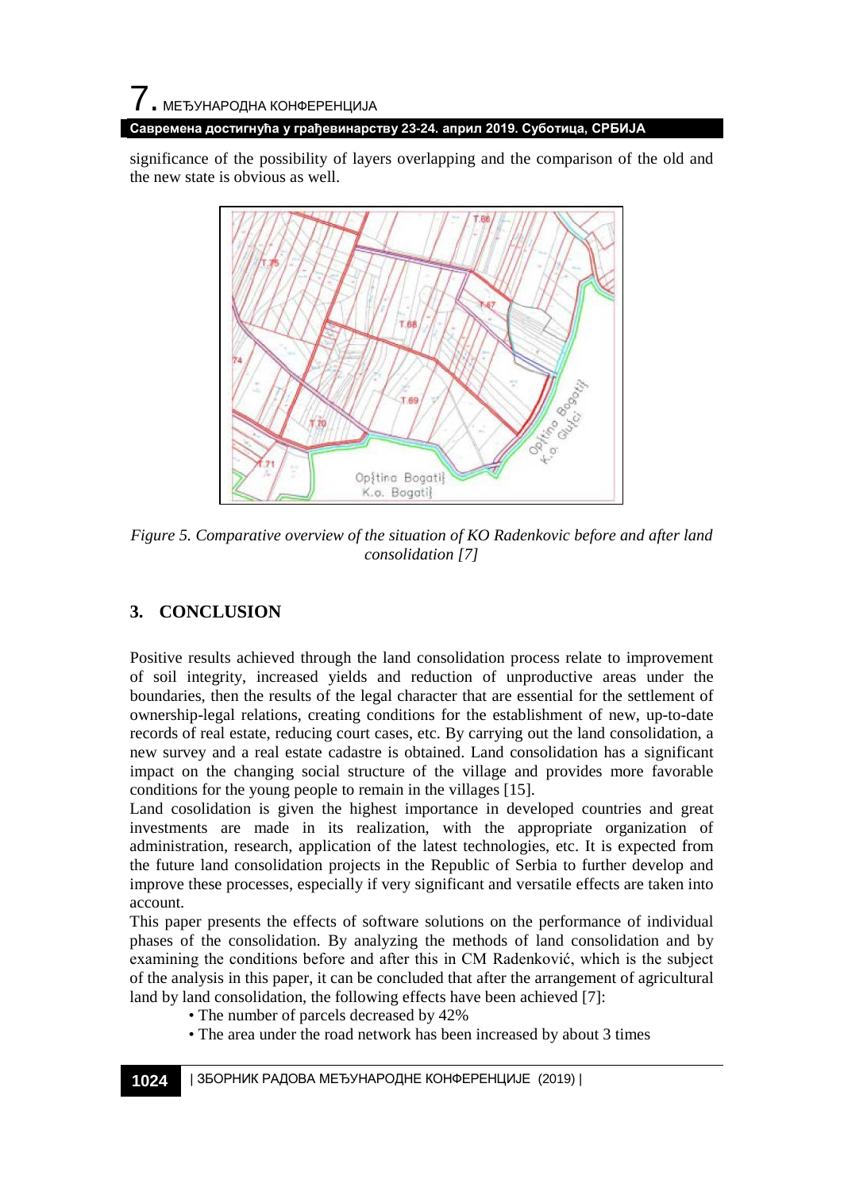significance of the possibility of layers overlapping and the comparison of the old and the new state is obvious as well.

*Figure 5. Comparative overview of the situation of KO Radenkovic before and after land consolidation [7]*

## 3. CONCLUSION

Positive results achieved through the land consolidation process relate to improvement of soil integrity, increased yields and reduction of unproductive areas under the boundaries, then the results of the legal character that are essential for the settlement of ownership-legal relations, creating conditions for the establishment of new, up-to-date records of real estate, reducing court cases, etc. By carrying out the land consolidation, a new survey and a real estate cadastre is obtained. Land consolidation has a significant impact on the changing social structure of the village and provides more favorable conditions for the young people to remain in the villages [15].

Land cosolidation is given the highest importance in developed countries and great investments are made in its realization, with the appropriate organization of administration, research, application of the latest technologies, etc. It is expected from the future land consolidation projects in the Republic of Serbia to further develop and improve these processes, especially if very significant and versatile effects are taken into account.

This paper presents the effects of software solutions on the performance of individual phases of the consolidation. By analyzing the methods of land consolidation and by examining the conditions before and after this in CM Radenković, which is the subject of the analysis in this paper, it can be concluded that after the arrangement of agricultural land by land consolidation, the following effects have been achieved [7]:

- The number of parcels decreased by 42%
- The area under the road network has been increased by about 3 times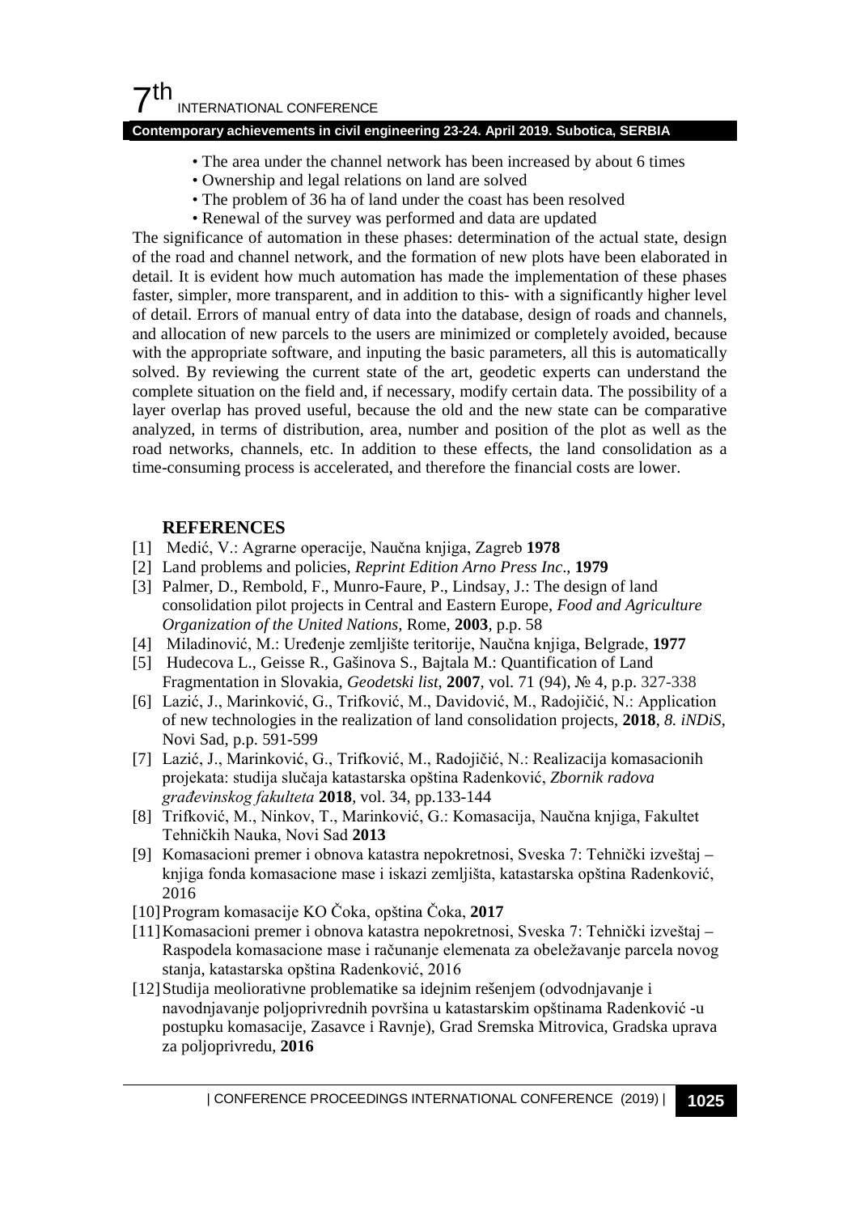- The area under the channel network has been increased by about 6 times
- Ownership and legal relations on land are solved
- The problem of 36 ha of land under the coast has been resolved
- Renewal of the survey was performed and data are updated

The significance of automation in these phases: determination of the actual state, design of the road and channel network, and the formation of new plots have been elaborated in detail. It is evident how much automation has made the implementation of these phases faster, simpler, more transparent, and in addition to this- with a significantly higher level of detail. Errors of manual entry of data into the database, design of roads and channels, and allocation of new parcels to the users are minimized or completely avoided, because with the appropriate software, and inputing the basic parameters, all this is automatically solved. By reviewing the current state of the art, geodetic experts can understand the complete situation on the field and, if necessary, modify certain data. The possibility of a layer overlap has proved useful, because the old and the new state can be comparative analyzed, in terms of distribution, area, number and position of the plot as well as the road networks, channels, etc. In addition to these effects, the land consolidation as a time-consuming process is accelerated, and therefore the financial costs are lower.

## REFERENCES

[1] Medić, V.: Agrarne operacije, Naučna knjiga, Zagreb **1978**

[2] Land problems and policies, *Reprint Edition Arno Press Inc*., **1979**

[3] Palmer, D., Rembold, F., Munro-Faure, P., Lindsay, J.: The design of land consolidation pilot projects in Central and Eastern Europe, *Food and Agriculture Organization of the United Nations,* Rome, **2003**, p.p. 58

[4] Miladinović, M.: Uređenje zemljište teritorije, Naučna knjiga, Belgrade, **1977**

[5] Hudecova L., Geisse R., Gašinova S., Bajtala M.: Quantification of Land Fragmentation in Slovakia, *Geodetski list*, **2007**, vol. 71 (94), № 4, p.p. 327-338

[6] Lazić, J., Marinković, G., Trifković, M., Davidović, M., Radojičić, N.: Application of new technologies in the realization of land consolidation projects, **2018**, *8. iNDiS*, Novi Sad, p.p. 591-599

[7] Lazić, J., Marinković, G., Trifković, M., Radojičić, N.: Realizacija komasacionih projekata: studija slučaja katastarska opština Radenković, *Zbornik radova građevinskog fakulteta* **2018**, vol. 34, pp.133-144

[8] Trifković, M., Ninkov, T., Marinković, G.: Komasacija, Naučna knjiga, Fakultet Tehničkih Nauka, Novi Sad **2013**

[9] Komasacioni premer i obnova katastra nepokretnosti, Sveska 7: Tehnički izveštaj – knjiga fonda komasacione mase i iskazi zemljišta, katastarska opština Radenković, 2016

[10] Program komasacije KO Čoka, opština Čoka, **2017**

[11] Komasacioni premer i obnova katastra nepokretnosti, Sveska 7: Tehnički izveštaj – Raspodela komasacione mase i računanje elemenata za obeležavanje parcela novog stanja, katastarska opština Radenković, 2016

[12] Studija meoliorativne problematike sa idejnim rešenjem (odvodnjavanje i navodnjavanje poljoprivrednih površina u katastarskim opštinama Radenković -u postupku komasacije, Zasavce i Ravnje), Grad Sremska Mitrovica, Gradska uprava za poljoprivredu, **2016**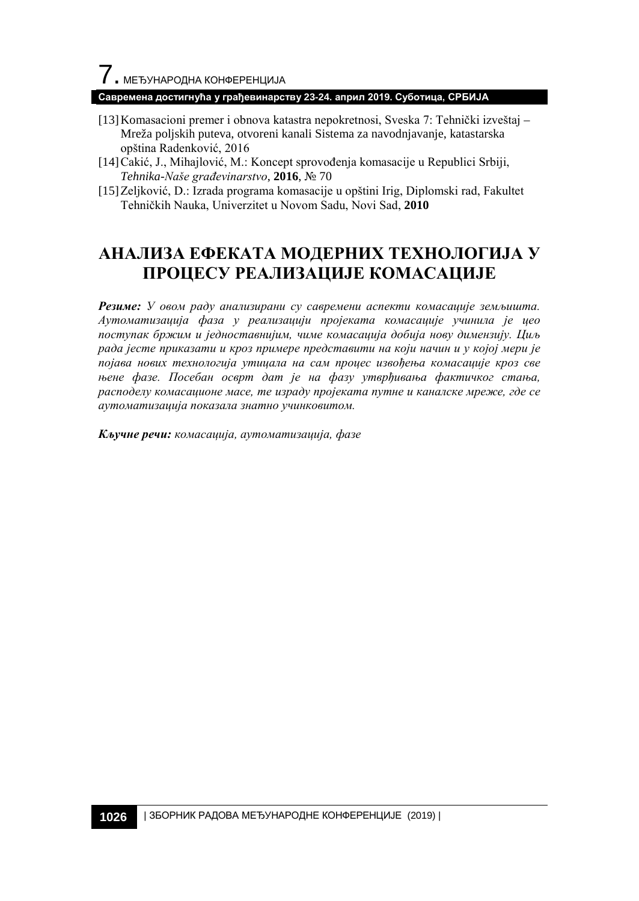[13] Komasacioni premer i obnova katastra nepokretnosi, Sveska 7: Tehnički izveštaj – Mreža poljskih puteva, otvoreni kanali Sistema za navodnjavanje, katastarska opština Radenković, 2016

[14] Cakić, J., Mihajlović, M.: Koncept sprovođenja komasacije u Republici Srbiji, *Tehnika-Naše građevinarstvo*, **2016**, № 70

[15] Zeljković, D.: Izrada programa komasacije u opštini Irig, Diplomski rad, Fakultet Tehničkih Nauka, Univerzitet u Novom Sadu, Novi Sad, **2010**

# АНАЛИЗА ЕФЕКАТА МОДЕРНИХ ТЕХНОЛОГИЈА У ПРОЦЕСУ РЕАЛИЗАЦИЈЕ КОМАСАЦИЈЕ

***Резиме:*** *У овом раду анализирани су савремени аспекти комасације земљишта. Аутоматизација фаза у реализацији пројеката комасације учинила је цео поступак бржим и једноставнијим, чиме комасација добија нову димензију. Циљ рада јесте приказати и кроз примере представити на који начин и у којој мери је појава нових технологија утицала на сам процес извођења комасације кроз све њене фазе. Посебан осврт дат је на фазу утврђивања фактичког стања, расподелу комасационе масе, те израду пројеката путне и каналске мреже, где се аутоматизација показала знатно учинковитом.*

***Кључне речи:*** *комасација, аутоматизација, фазе*